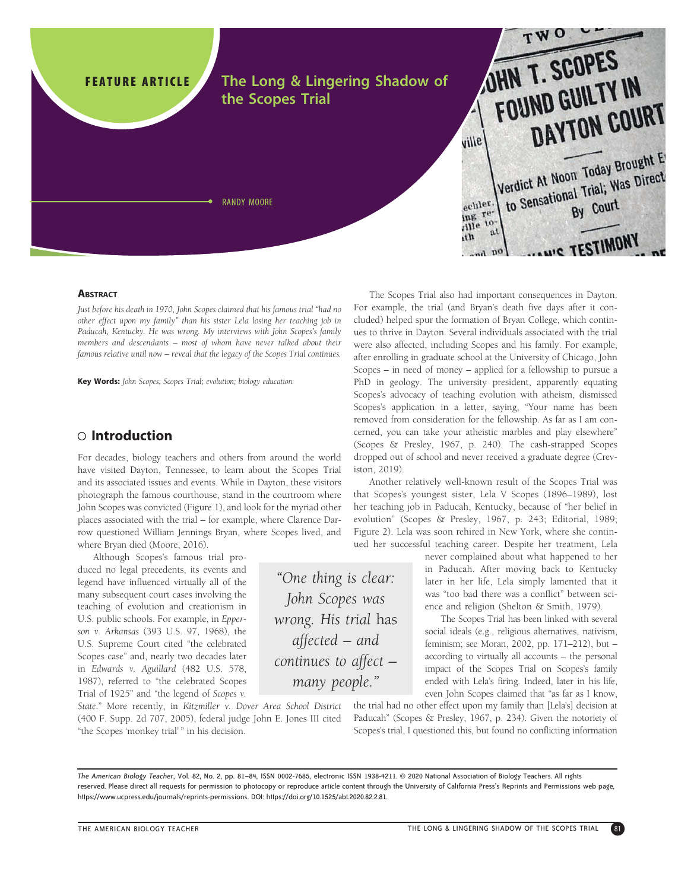FEATURE ARTICLE

# The Long & Lingering Shadow of the Scopes Trial

RANDY MOORE

**Abstract**

*Just before his death in 1970, John Scopes claimed that his famous trial "had no other effect upon my family" than his sister Lela losing her teaching job in Paducah, Kentucky. He was wrong. My interviews with John Scopes's family members and descendants – most of whom have never talked about their famous relative until now – reveal that the legacy of the Scopes Trial continues.*

**Key Words:** *John Scopes; Scopes Trial; evolution; biology education.*

## ○ Introduction

For decades, biology teachers and others from around the world have visited Dayton, Tennessee, to learn about the Scopes Trial and its associated issues and events. While in Dayton, these visitors photograph the famous courthouse, stand in the courtroom where John Scopes was convicted (Figure 1), and look for the myriad other places associated with the trial – for example, where Clarence Darrow questioned William Jennings Bryan, where Scopes lived, and where Bryan died (Moore, 2016).

Although Scopes's famous trial produced no legal precedents, its events and legend have influenced virtually all of the many subsequent court cases involving the teaching of evolution and creationism in U.S. public schools. For example, in *Epperson v. Arkansas* (393 U.S. 97, 1968), the U.S. Supreme Court cited "the celebrated Scopes case" and, nearly two decades later in *Edwards v. Aguillard* (482 U.S. 578, 1987), referred to "the celebrated Scopes Trial of 1925" and "the legend of *Scopes v. State*." More recently, in *Kitzmiller v. Dover Area School District* (400 F. Supp. 2d 707, 2005), federal judge John E. Jones III cited "the Scopes 'monkey trial' " in his decision.

The Scopes Trial also had important consequences in Dayton. For example, the trial (and Bryan's death five days after it concluded) helped spur the formation of Bryan College, which continues to thrive in Dayton. Several individuals associated with the trial were also affected, including Scopes and his family. For example, after enrolling in graduate school at the University of Chicago, John Scopes – in need of money – applied for a fellowship to pursue a PhD in geology. The university president, apparently equating Scopes's advocacy of teaching evolution with atheism, dismissed Scopes's application in a letter, saying, "Your name has been removed from consideration for the fellowship. As far as I am concerned, you can take your atheistic marbles and play elsewhere" (Scopes & Presley, 1967, p. 240). The cash-strapped Scopes dropped out of school and never received a graduate degree (Creviston, 2019).

Another relatively well-known result of the Scopes Trial was that Scopes's youngest sister, Lela V Scopes (1896–1989), lost her teaching job in Paducah, Kentucky, because of "her belief in evolution" (Scopes & Presley, 1967, p. 243; Editorial, 1989; Figure 2). Lela was soon rehired in New York, where she continued her successful teaching career. Despite her treatment, Lela never complained about what happened to her in Paducah. After moving back to Kentucky later in her life, Lela simply lamented that it was "too bad there was a conflict" between science and religion (Shelton & Smith, 1979).

> *"One thing is clear: John Scopes was wrong. His trial has affected – and continues to affect – many people."*

The Scopes Trial has been linked with several social ideals (e.g., religious alternatives, nativism, feminism; see Moran, 2002, pp. 171–212), but – according to virtually all accounts – the personal impact of the Scopes Trial on Scopes's family ended with Lela's firing. Indeed, later in his life, even John Scopes claimed that "as far as I know, the trial had no other effect upon my family than [Lela's] decision at Paducah" (Scopes & Presley, 1967, p. 234). Given the notoriety of Scopes's trial, I questioned this, but found no conflicting information

*The American Biology Teacher*, Vol. 82, No. 2, pp. 81–84, ISSN 0002-7685, electronic ISSN 1938-4211. © 2020 National Association of Biology Teachers. All rights reserved. Please direct all requests for permission to photocopy or reproduce article content through the University of California Press's Reprints and Permissions web page, https://www.ucpress.edu/journals/reprints-permissions. DOI: https://doi.org/10.1525/abt.2020.82.2.81.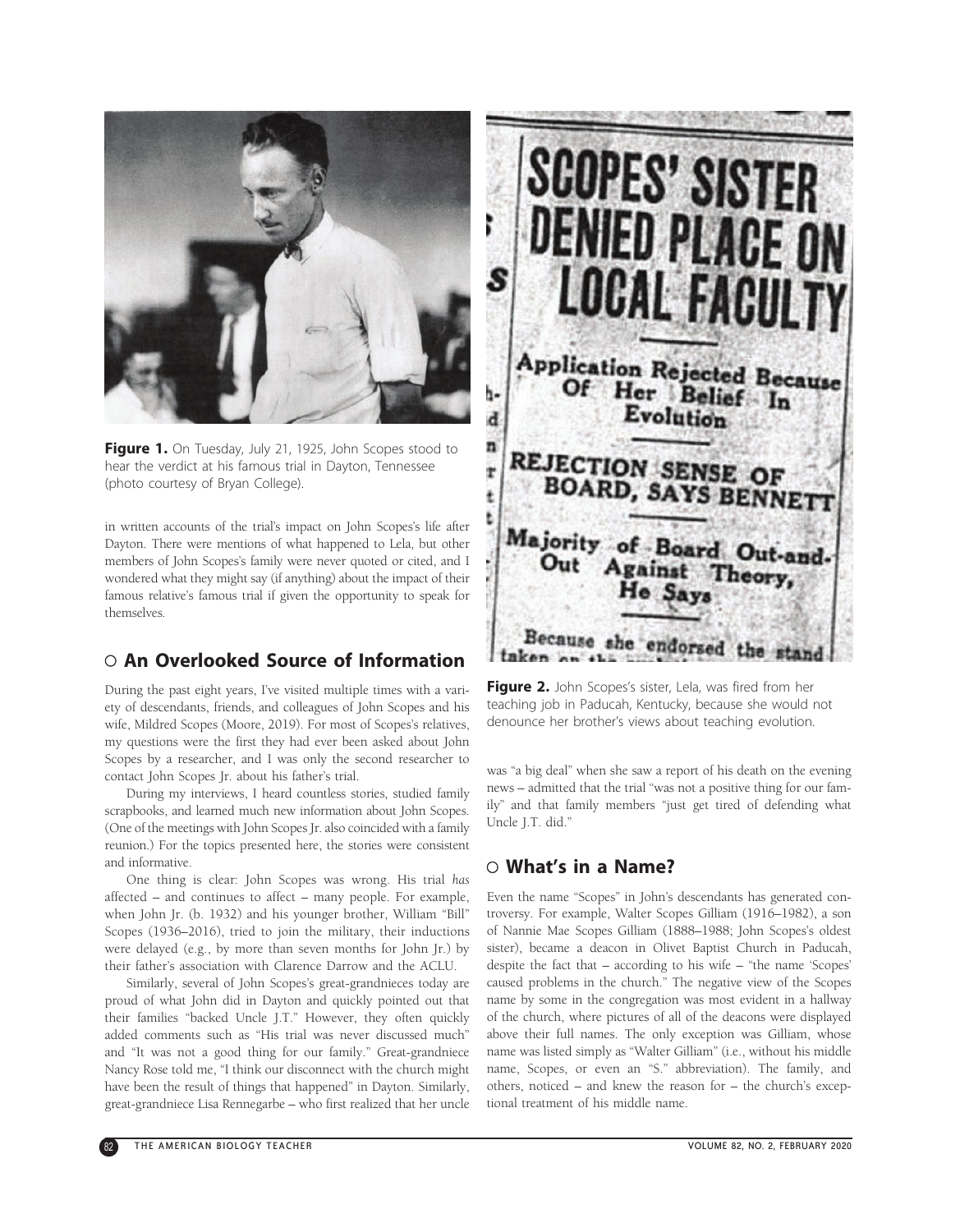Figure 1. On Tuesday, July 21, 1925, John Scopes stood to hear the verdict at his famous trial in Dayton, Tennessee (photo courtesy of Bryan College).

in written accounts of the trial's impact on John Scopes's life after Dayton. There were mentions of what happened to Lela, but other members of John Scopes's family were never quoted or cited, and I wondered what they might say (if anything) about the impact of their famous relative's famous trial if given the opportunity to speak for themselves.

## ○ An Overlooked Source of Information

During the past eight years, I've visited multiple times with a variety of descendants, friends, and colleagues of John Scopes and his wife, Mildred Scopes (Moore, 2019). For most of Scopes's relatives, my questions were the first they had ever been asked about John Scopes by a researcher, and I was only the second researcher to contact John Scopes Jr. about his father's trial.

During my interviews, I heard countless stories, studied family scrapbooks, and learned much new information about John Scopes. (One of the meetings with John Scopes Jr. also coincided with a family reunion.) For the topics presented here, the stories were consistent and informative.

One thing is clear: John Scopes was wrong. His trial *has* affected – and continues to affect – many people. For example, when John Jr. (b. 1932) and his younger brother, William "Bill" Scopes (1936–2016), tried to join the military, their inductions were delayed (e.g., by more than seven months for John Jr.) by their father's association with Clarence Darrow and the ACLU.

Similarly, several of John Scopes's great-grandnieces today are proud of what John did in Dayton and quickly pointed out that their families "backed Uncle J.T." However, they often quickly added comments such as "His trial was never discussed much" and "It was not a good thing for our family." Great-grandniece Nancy Rose told me, "I think our disconnect with the church might have been the result of things that happened" in Dayton. Similarly, great-grandniece Lisa Rennegarbe – who first realized that her uncle was "a big deal" when she saw a report of his death on the evening news – admitted that the trial "was not a positive thing for our family" and that family members "just get tired of defending what Uncle J.T. did."

SCOPES' SISTER DENIED PLACE ON LOCAL FACULTY

Application Rejected Because Of Her Belief In Evolution

REJECTION SENSE OF BOARD, SAYS BENNETT

Majority of Board Out-and-Out Against Theory, He Says

Because she endorsed the stand taken on the

Figure 2. John Scopes's sister, Lela, was fired from her teaching job in Paducah, Kentucky, because she would not denounce her brother's views about teaching evolution.

## ○ What's in a Name?

Even the name "Scopes" in John's descendants has generated controversy. For example, Walter Scopes Gilliam (1916–1982), a son of Nannie Mae Scopes Gilliam (1888–1988; John Scopes's oldest sister), became a deacon in Olivet Baptist Church in Paducah, despite the fact that – according to his wife – "the name 'Scopes' caused problems in the church." The negative view of the Scopes name by some in the congregation was most evident in a hallway of the church, where pictures of all of the deacons were displayed above their full names. The only exception was Gilliam, whose name was listed simply as "Walter Gilliam" (i.e., without his middle name, Scopes, or even an "S." abbreviation). The family, and others, noticed – and knew the reason for – the church's exceptional treatment of his middle name.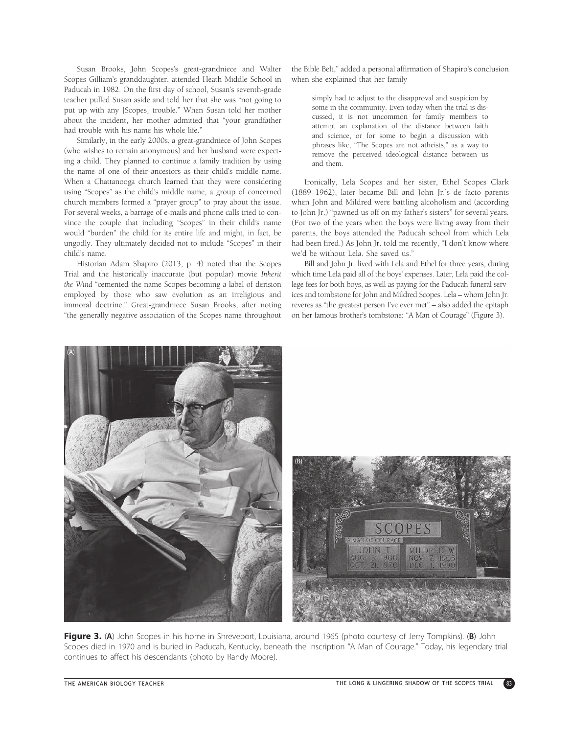Susan Brooks, John Scopes's great-grandniece and Walter Scopes Gilliam's granddaughter, attended Heath Middle School in Paducah in 1982. On the first day of school, Susan's seventh-grade teacher pulled Susan aside and told her that she was "not going to put up with any [Scopes] trouble." When Susan told her mother about the incident, her mother admitted that "your grandfather had trouble with his name his whole life."

Similarly, in the early 2000s, a great-grandniece of John Scopes (who wishes to remain anonymous) and her husband were expecting a child. They planned to continue a family tradition by using the name of one of their ancestors as their child's middle name. When a Chattanooga church learned that they were considering using "Scopes" as the child's middle name, a group of concerned church members formed a "prayer group" to pray about the issue. For several weeks, a barrage of e-mails and phone calls tried to convince the couple that including "Scopes" in their child's name would "burden" the child for its entire life and might, in fact, be ungodly. They ultimately decided not to include "Scopes" in their child's name.

Historian Adam Shapiro (2013, p. 4) noted that the Scopes Trial and the historically inaccurate (but popular) movie *Inherit the Wind* "cemented the name Scopes becoming a label of derision employed by those who saw evolution as an irreligious and immoral doctrine." Great-grandniece Susan Brooks, after noting "the generally negative association of the Scopes name throughout the Bible Belt," added a personal affirmation of Shapiro's conclusion when she explained that her family

> simply had to adjust to the disapproval and suspicion by some in the community. Even today when the trial is discussed, it is not uncommon for family members to attempt an explanation of the distance between faith and science, or for some to begin a discussion with phrases like, "The Scopes are not atheists," as a way to remove the perceived ideological distance between us and them.

Ironically, Lela Scopes and her sister, Ethel Scopes Clark (1889–1962), later became Bill and John Jr.'s de facto parents when John and Mildred were battling alcoholism and (according to John Jr.) "pawned us off on my father's sisters" for several years. (For two of the years when the boys were living away from their parents, the boys attended the Paducah school from which Lela had been fired.) As John Jr. told me recently, "I don't know where we'd be without Lela. She saved us."

Bill and John Jr. lived with Lela and Ethel for three years, during which time Lela paid all of the boys' expenses. Later, Lela paid the college fees for both boys, as well as paying for the Paducah funeral services and tombstone for John and Mildred Scopes. Lela – whom John Jr. reveres as "the greatest person I've ever met" – also added the epitaph on her famous brother's tombstone: "A Man of Courage" (Figure 3).

**Figure 3.** (**A**) John Scopes in his home in Shreveport, Louisiana, around 1965 (photo courtesy of Jerry Tompkins). (**B**) John Scopes died in 1970 and is buried in Paducah, Kentucky, beneath the inscription "A Man of Courage." Today, his legendary trial continues to affect his descendants (photo by Randy Moore).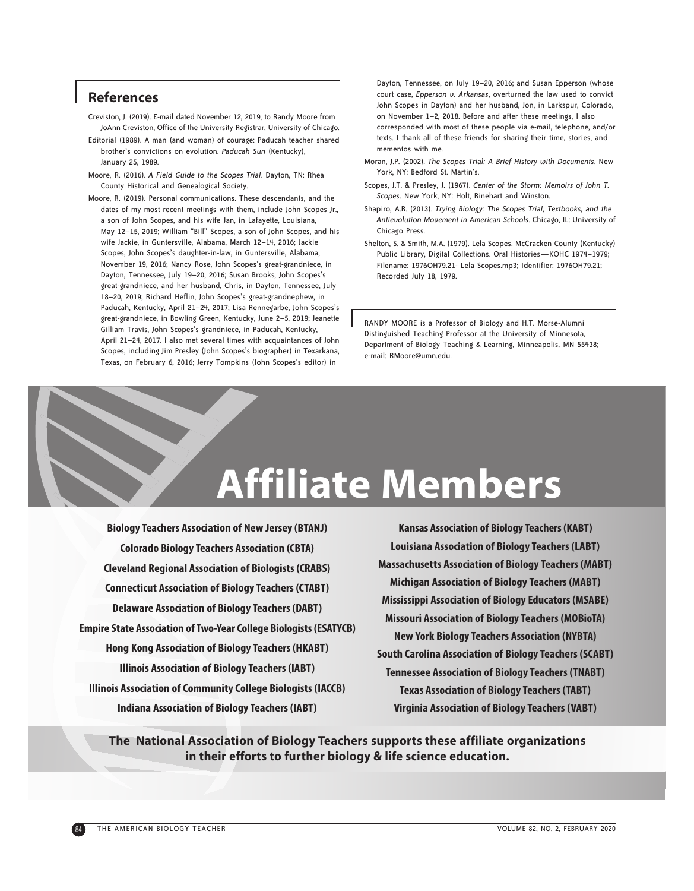## References

Creviston, J. (2019). E-mail dated November 12, 2019, to Randy Moore from JoAnn Creviston, Office of the University Registrar, University of Chicago.

Editorial (1989). A man (and woman) of courage: Paducah teacher shared brother's convictions on evolution. *Paducah Sun* (Kentucky), January 25, 1989.

Moore, R. (2016). *A Field Guide to the Scopes Trial*. Dayton, TN: Rhea County Historical and Genealogical Society.

Moore, R. (2019). Personal communications. These descendants, and the dates of my most recent meetings with them, include John Scopes Jr., a son of John Scopes, and his wife Jan, in Lafayette, Louisiana, May 12–15, 2019; William "Bill" Scopes, a son of John Scopes, and his wife Jackie, in Guntersville, Alabama, March 12–14, 2016; Jackie Scopes, John Scopes's daughter-in-law, in Guntersville, Alabama, November 19, 2016; Nancy Rose, John Scopes's great-grandniece, in Dayton, Tennessee, July 19–20, 2016; Susan Brooks, John Scopes's great-grandniece, and her husband, Chris, in Dayton, Tennessee, July 18–20, 2019; Richard Heflin, John Scopes's great-grandnephew, in Paducah, Kentucky, April 21–24, 2017; Lisa Rennegarbe, John Scopes's great-grandniece, in Bowling Green, Kentucky, June 2–5, 2019; Jeanette Gilliam Travis, John Scopes's grandniece, in Paducah, Kentucky, April 21–24, 2017. I also met several times with acquaintances of John Scopes, including Jim Presley (John Scopes's biographer) in Texarkana, Texas, on February 6, 2016; Jerry Tompkins (John Scopes's editor) in Dayton, Tennessee, on July 19–20, 2016; and Susan Epperson (whose court case, *Epperson v. Arkansas*, overturned the law used to convict John Scopes in Dayton) and her husband, Jon, in Larkspur, Colorado, on November 1–2, 2018. Before and after these meetings, I also corresponded with most of these people via e-mail, telephone, and/or texts. I thank all of these friends for sharing their time, stories, and mementos with me.

Moran, J.P. (2002). *The Scopes Trial: A Brief History with Documents*. New York, NY: Bedford St. Martin's.

Scopes, J.T. & Presley, J. (1967). *Center of the Storm: Memoirs of John T. Scopes*. New York, NY: Holt, Rinehart and Winston.

Shapiro, A.R. (2013). *Trying Biology: The Scopes Trial, Textbooks, and the Antievolution Movement in American Schools*. Chicago, IL: University of Chicago Press.

Shelton, S. & Smith, M.A. (1979). Lela Scopes. McCracken County (Kentucky) Public Library, Digital Collections. Oral Histories—KOHC 1974–1979; Filename: 1976OH79.21- Lela Scopes.mp3; Identifier: 1976OH79.21; Recorded July 18, 1979.

RANDY MOORE is a Professor of Biology and H.T. Morse-Alumni Distinguished Teaching Professor at the University of Minnesota, Department of Biology Teaching & Learning, Minneapolis, MN 55438; e-mail: RMoore@umn.edu.

# Affiliate Members

**Biology Teachers Association of New Jersey (BTANJ)**
**Colorado Biology Teachers Association (CBTA)**
**Cleveland Regional Association of Biologists (CRABS)**
**Connecticut Association of Biology Teachers (CTABT)**
**Delaware Association of Biology Teachers (DABT)**
**Empire State Association of Two-Year College Biologists (ESATYCB)**
**Hong Kong Association of Biology Teachers (HKABT)**
**Illinois Association of Biology Teachers (IABT)**
**Illinois Association of Community College Biologists (IACCB)**
**Indiana Association of Biology Teachers (IABT)**
**Kansas Association of Biology Teachers (KABT)**
**Louisiana Association of Biology Teachers (LABT)**
**Massachusetts Association of Biology Teachers (MABT)**
**Michigan Association of Biology Teachers (MABT)**
**Mississippi Association of Biology Educators (MSABE)**
**Missouri Association of Biology Teachers (MOBioTA)**
**New York Biology Teachers Association (NYBTA)**
**South Carolina Association of Biology Teachers (SCABT)**
**Tennessee Association of Biology Teachers (TNABT)**
**Texas Association of Biology Teachers (TABT)**
**Virginia Association of Biology Teachers (VABT)**

**The National Association of Biology Teachers supports these affiliate organizations in their efforts to further biology & life science education.**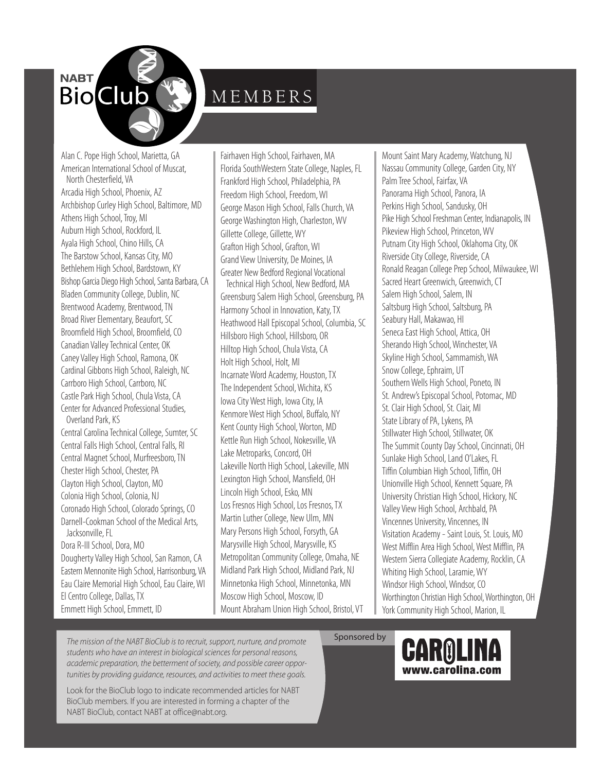# NABT BioClub MEMBERS

Alan C. Pope High School, Marietta, GA
American International School of Muscat, North Chesterfield, VA
Arcadia High School, Phoenix, AZ
Archbishop Curley High School, Baltimore, MD
Athens High School, Troy, MI
Auburn High School, Rockford, IL
Ayala High School, Chino Hills, CA
The Barstow School, Kansas City, MO
Bethlehem High School, Bardstown, KY
Bishop Garcia Diego High School, Santa Barbara, CA
Bladen Community College, Dublin, NC
Brentwood Academy, Brentwood, TN
Broad River Elementary, Beaufort, SC
Broomfield High School, Broomfield, CO
Canadian Valley Technical Center, OK
Caney Valley High School, Ramona, OK
Cardinal Gibbons High School, Raleigh, NC
Carrboro High School, Carrboro, NC
Castle Park High School, Chula Vista, CA
Center for Advanced Professional Studies, Overland Park, KS
Central Carolina Technical College, Sumter, SC
Central Falls High School, Central Falls, RI
Central Magnet School, Murfreesboro, TN
Chester High School, Chester, PA
Clayton High School, Clayton, MO
Colonia High School, Colonia, NJ
Coronado High School, Colorado Springs, CO
Darnell-Cookman School of the Medical Arts, Jacksonville, FL
Dora R-III School, Dora, MO
Dougherty Valley High School, San Ramon, CA
Eastern Mennonite High School, Harrisonburg, VA
Eau Claire Memorial High School, Eau Claire, WI
El Centro College, Dallas, TX
Emmett High School, Emmett, ID
Fairhaven High School, Fairhaven, MA
Florida SouthWestern State College, Naples, FL
Frankford High School, Philadelphia, PA
Freedom High School, Freedom, WI
George Mason High School, Falls Church, VA
George Washington High, Charleston, WV
Gillette College, Gillette, WY
Grafton High School, Grafton, WI
Grand View University, De Moines, IA
Greater New Bedford Regional Vocational Technical High School, New Bedford, MA
Greensburg Salem High School, Greensburg, PA
Harmony School in Innovation, Katy, TX
Heathwood Hall Episcopal School, Columbia, SC
Hillsboro High School, Hillsboro, OR
Hilltop High School, Chula Vista, CA
Holt High School, Holt, MI
Incarnate Word Academy, Houston, TX
The Independent School, Wichita, KS
Iowa City West High, Iowa City, IA
Kenmore West High School, Buffalo, NY
Kent County High School, Worton, MD
Kettle Run High School, Nokesville, VA
Lake Metroparks, Concord, OH
Lakeville North High School, Lakeville, MN
Lexington High School, Mansfield, OH
Lincoln High School, Esko, MN
Los Fresnos High School, Los Fresnos, TX
Martin Luther College, New Ulm, MN
Mary Persons High School, Forsyth, GA
Marysville High School, Marysville, KS
Metropolitan Community College, Omaha, NE
Midland Park High School, Midland Park, NJ
Minnetonka High School, Minnetonka, MN
Moscow High School, Moscow, ID
Mount Abraham Union High School, Bristol, VT
Mount Saint Mary Academy, Watchung, NJ
Nassau Community College, Garden City, NY
Palm Tree School, Fairfax, VA
Panorama High School, Panora, IA
Perkins High School, Sandusky, OH
Pike High School Freshman Center, Indianapolis, IN
Pikeview High School, Princeton, WV
Putnam City High School, Oklahoma City, OK
Riverside City College, Riverside, CA
Ronald Reagan College Prep School, Milwaukee, WI
Sacred Heart Greenwich, Greenwich, CT
Salem High School, Salem, IN
Saltsburg High School, Saltsburg, PA
Seabury Hall, Makawao, HI
Seneca East High School, Attica, OH
Sherando High School, Winchester, VA
Skyline High School, Sammamish, WA
Snow College, Ephraim, UT
Southern Wells High School, Poneto, IN
St. Andrew's Episcopal School, Potomac, MD
St. Clair High School, St. Clair, MI
State Library of PA, Lykens, PA
Stillwater High School, Stillwater, OK
The Summit County Day School, Cincinnati, OH
Sunlake High School, Land O'Lakes, FL
Tiffin Columbian High School, Tiffin, OH
Unionville High School, Kennett Square, PA
University Christian High School, Hickory, NC
Valley View High School, Archbald, PA
Vincennes University, Vincennes, IN
Visitation Academy - Saint Louis, St. Louis, MO
West Mifflin Area High School, West Mifflin, PA
Western Sierra Collegiate Academy, Rocklin, CA
Whiting High School, Laramie, WY
Windsor High School, Windsor, CO
Worthington Christian High School, Worthington, OH
York Community High School, Marion, IL

*The mission of the NABT BioClub is to recruit, support, nurture, and promote students who have an interest in biological sciences for personal reasons, academic preparation, the betterment of society, and possible career opportunities by providing guidance, resources, and activities to meet these goals.*

Look for the BioClub logo to indicate recommended articles for NABT BioClub members. If you are interested in forming a chapter of the NABT BioClub, contact NABT at office@nabt.org.

Sponsored by CAROLINA www.carolina.com